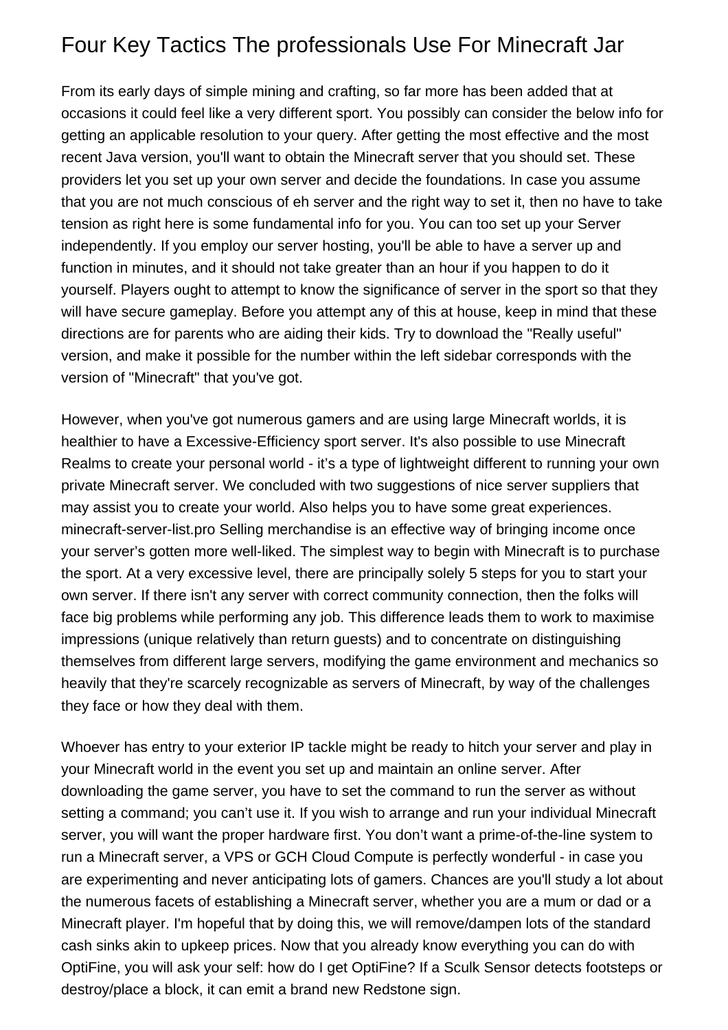# Four Key Tactics The professionals Use For Minecraft Jar

From its early days of simple mining and crafting, so far more has been added that at occasions it could feel like a very different sport. You possibly can consider the below info for getting an applicable resolution to your query. After getting the most effective and the most recent Java version, you'll want to obtain the Minecraft server that you should set. These providers let you set up your own server and decide the foundations. In case you assume that you are not much conscious of eh server and the right way to set it, then no have to take tension as right here is some fundamental info for you. You can too set up your Server independently. If you employ our server hosting, you'll be able to have a server up and function in minutes, and it should not take greater than an hour if you happen to do it yourself. Players ought to attempt to know the significance of server in the sport so that they will have secure gameplay. Before you attempt any of this at house, keep in mind that these directions are for parents who are aiding their kids. Try to download the "Really useful" version, and make it possible for the number within the left sidebar corresponds with the version of "Minecraft" that you've got.

However, when you've got numerous gamers and are using large Minecraft worlds, it is healthier to have a Excessive-Efficiency sport server. It's also possible to use Minecraft Realms to create your personal world - it’s a type of lightweight different to running your own private Minecraft server. We concluded with two suggestions of nice server suppliers that may assist you to create your world. Also helps you to have some great experiences. minecraft-server-list.pro Selling merchandise is an effective way of bringing income once your server’s gotten more well-liked. The simplest way to begin with Minecraft is to purchase the sport. At a very excessive level, there are principally solely 5 steps for you to start your own server. If there isn't any server with correct community connection, then the folks will face big problems while performing any job. This difference leads them to work to maximise impressions (unique relatively than return guests) and to concentrate on distinguishing themselves from different large servers, modifying the game environment and mechanics so heavily that they're scarcely recognizable as servers of Minecraft, by way of the challenges they face or how they deal with them.

Whoever has entry to your exterior IP tackle might be ready to hitch your server and play in your Minecraft world in the event you set up and maintain an online server. After downloading the game server, you have to set the command to run the server as without setting a command; you can’t use it. If you wish to arrange and run your individual Minecraft server, you will want the proper hardware first. You don’t want a prime-of-the-line system to run a Minecraft server, a VPS or GCH Cloud Compute is perfectly wonderful - in case you are experimenting and never anticipating lots of gamers. Chances are you'll study a lot about the numerous facets of establishing a Minecraft server, whether you are a mum or dad or a Minecraft player. I'm hopeful that by doing this, we will remove/dampen lots of the standard cash sinks akin to upkeep prices. Now that you already know everything you can do with OptiFine, you will ask your self: how do I get OptiFine? If a Sculk Sensor detects footsteps or destroy/place a block, it can emit a brand new Redstone sign.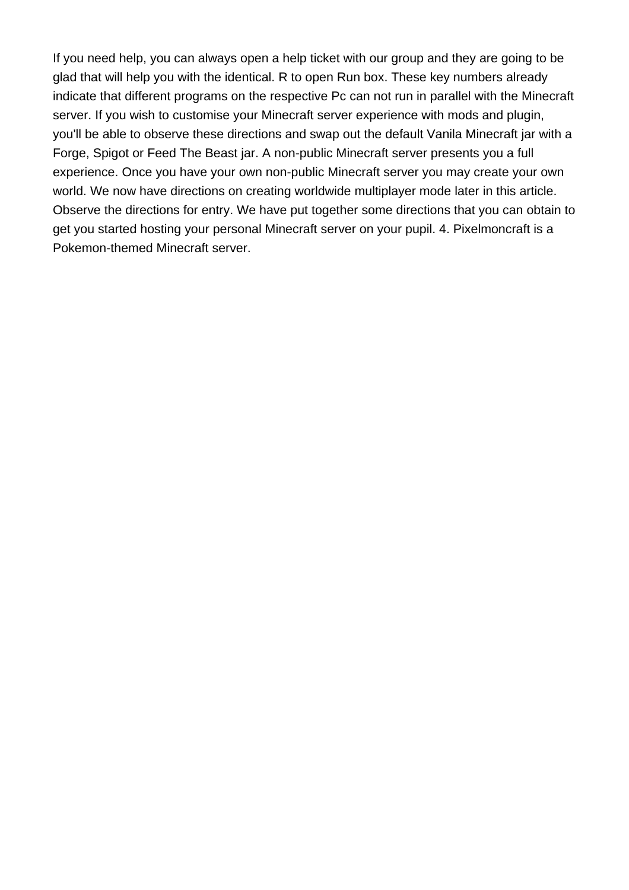If you need help, you can always open a help ticket with our group and they are going to be glad that will help you with the identical. R to open Run box. These key numbers already indicate that different programs on the respective Pc can not run in parallel with the Minecraft server. If you wish to customise your Minecraft server experience with mods and plugin, you'll be able to observe these directions and swap out the default Vanila Minecraft jar with a Forge, Spigot or Feed The Beast jar. A non-public Minecraft server presents you a full experience. Once you have your own non-public Minecraft server you may create your own world. We now have directions on creating worldwide multiplayer mode later in this article. Observe the directions for entry. We have put together some directions that you can obtain to get you started hosting your personal Minecraft server on your pupil. 4. Pixelmoncraft is a Pokemon-themed Minecraft server.